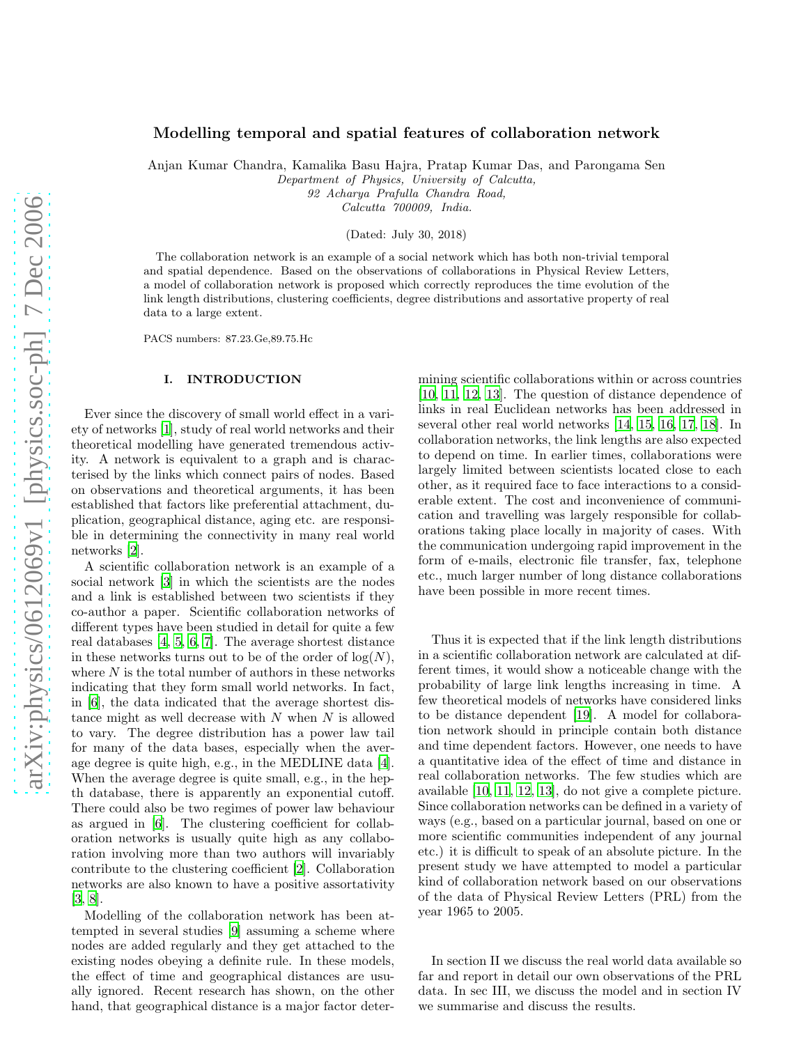# Modelling temporal and spatial features of collaboration network

Anjan Kumar Chandra, Kamalika Basu Hajra, Pratap Kumar Das, and Parongama Sen

*Department of Physics, University of Calcutta,*
*92 Acharya Prafulla Chandra Road,*
*Calcutta 700009, India.*

(Dated: July 30, 2018)

The collaboration network is an example of a social network which has both non-trivial temporal and spatial dependence. Based on the observations of collaborations in Physical Review Letters, a model of collaboration network is proposed which correctly reproduces the time evolution of the link length distributions, clustering coefficients, degree distributions and assortative property of real data to a large extent.

PACS numbers: 87.23.Ge,89.75.Hc

## I. INTRODUCTION

Ever since the discovery of small world effect in a variety of networks [1], study of real world networks and their theoretical modelling have generated tremendous activity. A network is equivalent to a graph and is characterised by the links which connect pairs of nodes. Based on observations and theoretical arguments, it has been established that factors like preferential attachment, duplication, geographical distance, aging etc. are responsible in determining the connectivity in many real world networks [2].

A scientific collaboration network is an example of a social network [3] in which the scientists are the nodes and a link is established between two scientists if they co-author a paper. Scientific collaboration networks of different types have been studied in detail for quite a few real databases [4, 5, 6, 7]. The average shortest distance in these networks turns out to be of the order of $\log(N)$, where $N$ is the total number of authors in these networks indicating that they form small world networks. In fact, in [6], the data indicated that the average shortest distance might as well decrease with $N$ when $N$ is allowed to vary. The degree distribution has a power law tail for many of the data bases, especially when the average degree is quite high, e.g., in the MEDLINE data [4]. When the average degree is quite small, e.g., in the hep-th database, there is apparently an exponential cutoff. There could also be two regimes of power law behaviour as argued in [6]. The clustering coefficient for collaboration networks is usually quite high as any collaboration involving more than two authors will invariably contribute to the clustering coefficient [2]. Collaboration networks are also known to have a positive assortativity [3, 8].

Modelling of the collaboration network has been attempted in several studies [9] assuming a scheme where nodes are added regularly and they get attached to the existing nodes obeying a definite rule. In these models, the effect of time and geographical distances are usually ignored. Recent research has shown, on the other hand, that geographical distance is a major factor determining scientific collaborations within or across countries [10, 11, 12, 13]. The question of distance dependence of links in real Euclidean networks has been addressed in several other real world networks [14, 15, 16, 17, 18]. In collaboration networks, the link lengths are also expected to depend on time. In earlier times, collaborations were largely limited between scientists located close to each other, as it required face to face interactions to a considerable extent. The cost and inconvenience of communication and travelling was largely responsible for collaborations taking place locally in majority of cases. With the communication undergoing rapid improvement in the form of e-mails, electronic file transfer, fax, telephone etc., much larger number of long distance collaborations have been possible in more recent times.

Thus it is expected that if the link length distributions in a scientific collaboration network are calculated at different times, it would show a noticeable change with the probability of large link lengths increasing in time. A few theoretical models of networks have considered links to be distance dependent [19]. A model for collaboration network should in principle contain both distance and time dependent factors. However, one needs to have a quantitative idea of the effect of time and distance in real collaboration networks. The few studies which are available [10, 11, 12, 13], do not give a complete picture. Since collaboration networks can be defined in a variety of ways (e.g., based on a particular journal, based on one or more scientific communities independent of any journal etc.) it is difficult to speak of an absolute picture. In the present study we have attempted to model a particular kind of collaboration network based on our observations of the data of Physical Review Letters (PRL) from the year 1965 to 2005.

In section II we discuss the real world data available so far and report in detail our own observations of the PRL data. In sec III, we discuss the model and in section IV we summarise and discuss the results.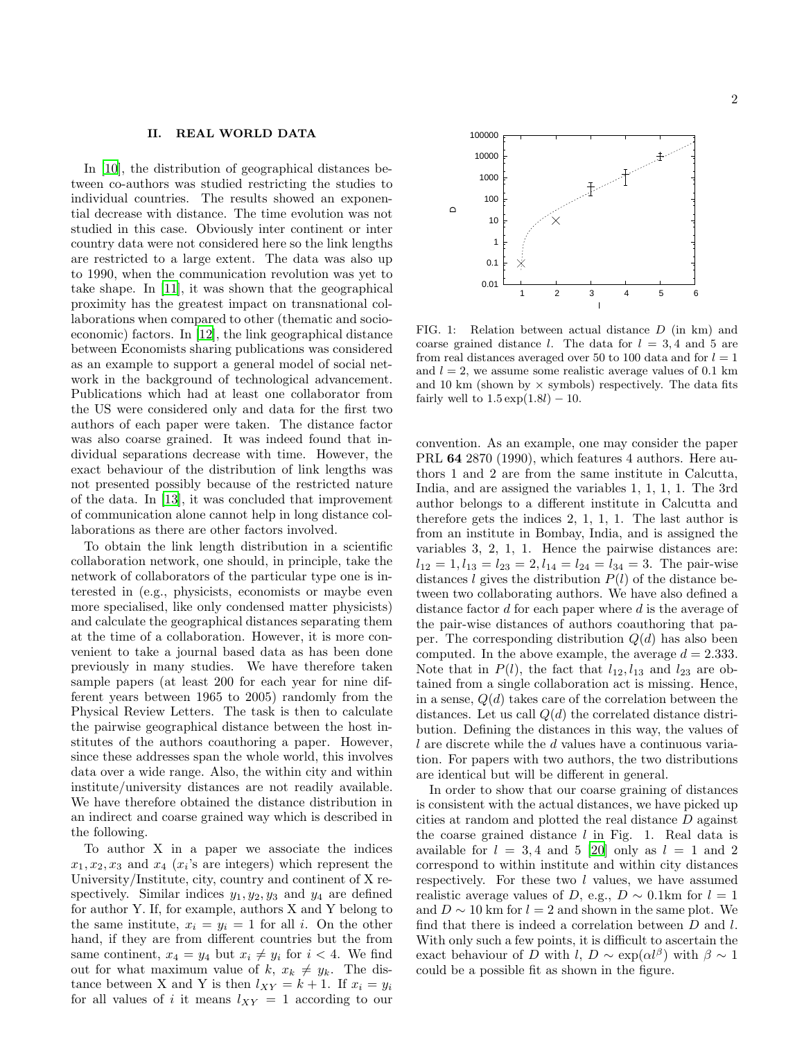## II. REAL WORLD DATA

In [10], the distribution of geographical distances between co-authors was studied restricting the studies to individual countries. The results showed an exponential decrease with distance. The time evolution was not studied in this case. Obviously inter continent or inter country data were not considered here so the link lengths are restricted to a large extent. The data was also up to 1990, when the communication revolution was yet to take shape. In [11], it was shown that the geographical proximity has the greatest impact on transnational collaborations when compared to other (thematic and socio-economic) factors. In [12], the link geographical distance between Economists sharing publications was considered as an example to support a general model of social network in the background of technological advancement. Publications which had at least one collaborator from the US were considered only and data for the first two authors of each paper were taken. The distance factor was also coarse grained. It was indeed found that individual separations decrease with time. However, the exact behaviour of the distribution of link lengths was not presented possibly because of the restricted nature of the data. In [13], it was concluded that improvement of communication alone cannot help in long distance collaborations as there are other factors involved.

To obtain the link length distribution in a scientific collaboration network, one should, in principle, take the network of collaborators of the particular type one is interested in (e.g., physicists, economists or maybe even more specialised, like only condensed matter physicists) and calculate the geographical distances separating them at the time of a collaboration. However, it is more convenient to take a journal based data as has been done previously in many studies. We have therefore taken sample papers (at least 200 for each year for nine different years between 1965 to 2005) randomly from the Physical Review Letters. The task is then to calculate the pairwise geographical distance between the host institutes of the authors coauthoring a paper. However, since these addresses span the whole world, this involves data over a wide range. Also, the within city and within institute/university distances are not readily available. We have therefore obtained the distance distribution in an indirect and coarse grained way which is described in the following.

To author X in a paper we associate the indices $x_1, x_2, x_3$ and $x_4$ ($x_i$'s are integers) which represent the University/Institute, city, country and continent of X respectively. Similar indices $y_1, y_2, y_3$ and $y_4$ are defined for author Y. If, for example, authors X and Y belong to the same institute, $x_i = y_i = 1$ for all $i$. On the other hand, if they are from different countries but the from same continent, $x_4 = y_4$ but $x_i \neq y_i$ for $i < 4$. We find out for what maximum value of $k$, $x_k \neq y_k$. The distance between X and Y is then $l_{XY} = k + 1$. If $x_i = y_i$ for all values of $i$ it means $l_{XY} = 1$ according to our convention. As an example, one may consider the paper PRL **64** 2870 (1990), which features 4 authors. Here authors 1 and 2 are from the same institute in Calcutta, India, and are assigned the variables 1, 1, 1, 1. The 3rd author belongs to a different institute in Calcutta and therefore gets the indices 2, 1, 1, 1. The last author is from an institute in Bombay, India, and is assigned the variables 3, 2, 1, 1. Hence the pairwise distances are: $l_{12} = 1, l_{13} = l_{23} = 2, l_{14} = l_{24} = l_{34} = 3$. The pair-wise distances $l$ gives the distribution $P(l)$ of the distance between two collaborating authors. We have also defined a distance factor $d$ for each paper where $d$ is the average of the pair-wise distances of authors coauthoring that paper. The corresponding distribution $Q(d)$ has also been computed. In the above example, the average $d = 2.333$. Note that in $P(l)$, the fact that $l_{12}, l_{13}$ and $l_{23}$ are obtained from a single collaboration act is missing. Hence, in a sense, $Q(d)$ takes care of the correlation between the distances. Let us call $Q(d)$ the correlated distance distribution. Defining the distances in this way, the values of $l$ are discrete while the $d$ values have a continuous variation. For papers with two authors, the two distributions are identical but will be different in general.

FIG. 1: Relation between actual distance $D$ (in km) and coarse grained distance $l$. The data for $l = 3, 4$ and 5 are from real distances averaged over 50 to 100 data and for $l = 1$ and $l = 2$, we assume some realistic average values of 0.1 km and 10 km (shown by $\times$ symbols) respectively. The data fits fairly well to $1.5\exp(1.8l) - 10$.

In order to show that our coarse graining of distances is consistent with the actual distances, we have picked up cities at random and plotted the real distance $D$ against the coarse grained distance $l$ in Fig. 1. Real data is available for $l = 3, 4$ and 5 [20] only as $l = 1$ and 2 correspond to within institute and within city distances respectively. For these two $l$ values, we have assumed realistic average values of $D$, e.g., $D \sim 0.1$km for $l = 1$ and $D \sim 10$ km for $l = 2$ and shown in the same plot. We find that there is indeed a correlation between $D$ and $l$. With only such a few points, it is difficult to ascertain the exact behaviour of $D$ with $l$, $D \sim \exp(\alpha l^{\beta})$ with $\beta \sim 1$ could be a possible fit as shown in the figure.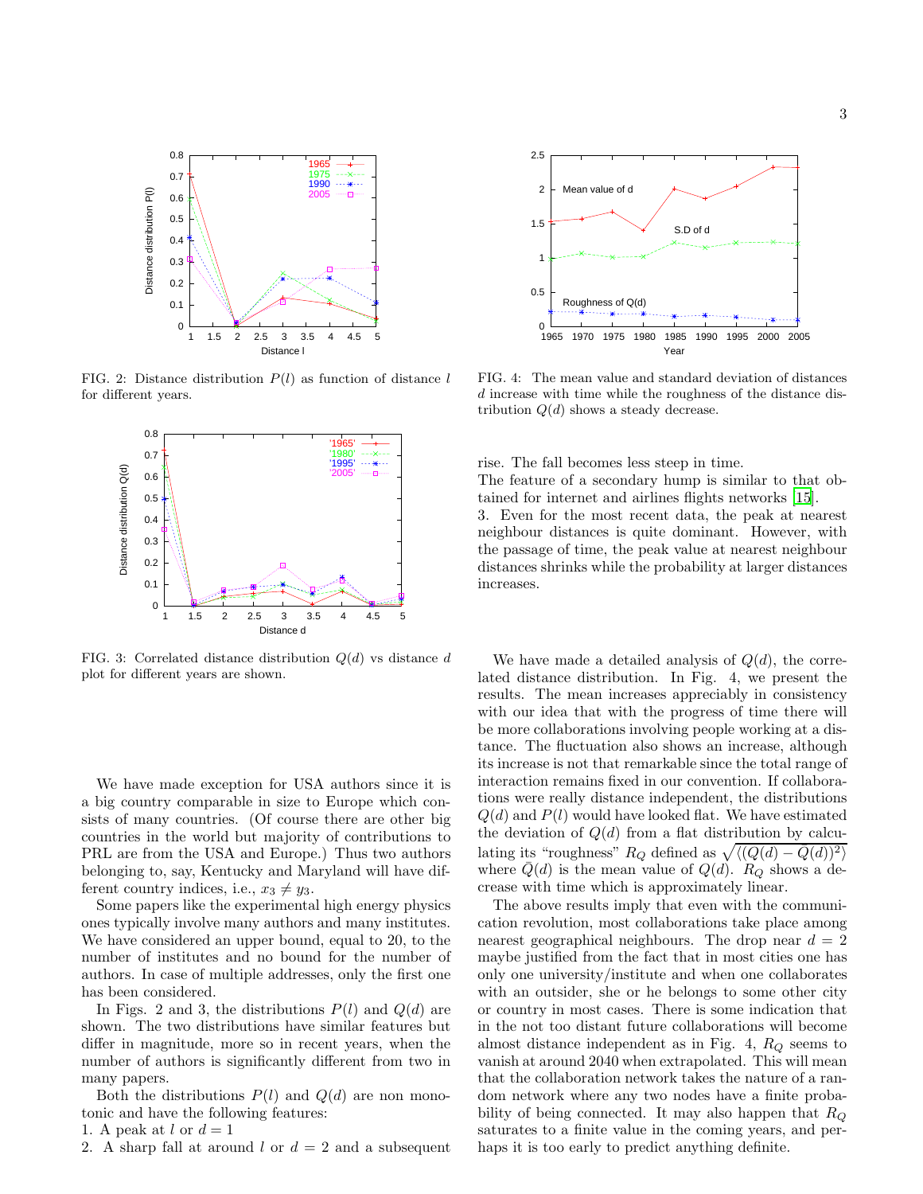FIG. 2: Distance distribution $P(l)$ as function of distance $l$ for different years.

FIG. 3: Correlated distance distribution $Q(d)$ vs distance $d$ plot for different years are shown.

We have made exception for USA authors since it is a big country comparable in size to Europe which consists of many countries. (Of course there are other big countries in the world but majority of contributions to PRL are from the USA and Europe.) Thus two authors belonging to, say, Kentucky and Maryland will have different country indices, i.e., $x_3 \neq y_3$.

Some papers like the experimental high energy physics ones typically involve many authors and many institutes. We have considered an upper bound, equal to 20, to the number of institutes and no bound for the number of authors. In case of multiple addresses, only the first one has been considered.

In Figs. 2 and 3, the distributions $P(l)$ and $Q(d)$ are shown. The two distributions have similar features but differ in magnitude, more so in recent years, when the number of authors is significantly different from two in many papers.

Both the distributions $P(l)$ and $Q(d)$ are non monotonic and have the following features:

1. A peak at $l$ or $d = 1$
2. A sharp fall at around $l$ or $d = 2$ and a subsequent rise. The fall becomes less steep in time.
The feature of a secondary hump is similar to that obtained for internet and airlines flights networks [15].
3. Even for the most recent data, the peak at nearest neighbour distances is quite dominant. However, with the passage of time, the peak value at nearest neighbour distances shrinks while the probability at larger distances increases.

FIG. 4: The mean value and standard deviation of distances $d$ increase with time while the roughness of the distance distribution $Q(d)$ shows a steady decrease.

We have made a detailed analysis of $Q(d)$, the correlated distance distribution. In Fig. 4, we present the results. The mean increases appreciably in consistency with our idea that with the progress of time there will be more collaborations involving people working at a distance. The fluctuation also shows an increase, although its increase is not that remarkable since the total range of interaction remains fixed in our convention. If collaborations were really distance independent, the distributions $Q(d)$ and $P(l)$ would have looked flat. We have estimated the deviation of $Q(d)$ from a flat distribution by calculating its "roughness" $R_Q$ defined as $\sqrt{\langle (Q(d) - \bar{Q}(d))^2 \rangle}$ where $\bar{Q}(d)$ is the mean value of $Q(d)$. $R_Q$ shows a decrease with time which is approximately linear.

The above results imply that even with the communication revolution, most collaborations take place among nearest geographical neighbours. The drop near $d = 2$ maybe justified from the fact that in most cities one has only one university/institute and when one collaborates with an outsider, she or he belongs to some other city or country in most cases. There is some indication that in the not too distant future collaborations will become almost distance independent as in Fig. 4, $R_Q$ seems to vanish at around 2040 when extrapolated. This will mean that the collaboration network takes the nature of a random network where any two nodes have a finite probability of being connected. It may also happen that $R_Q$ saturates to a finite value in the coming years, and perhaps it is too early to predict anything definite.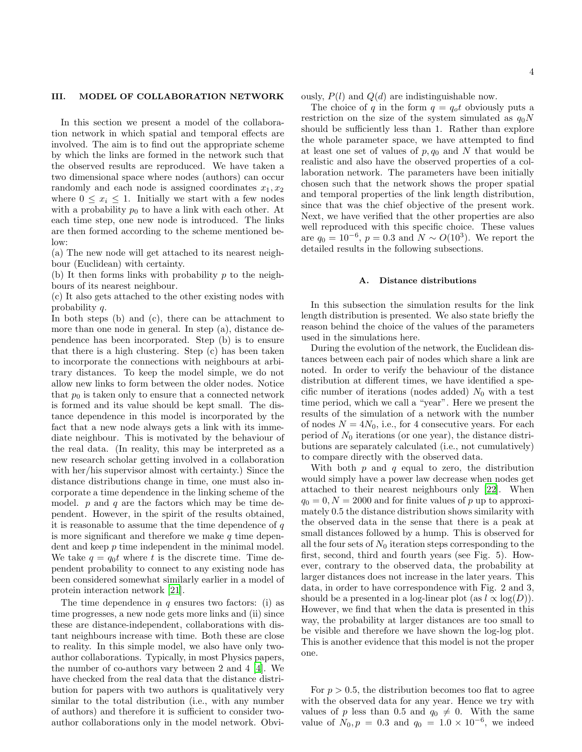## III. MODEL OF COLLABORATION NETWORK

In this section we present a model of the collaboration network in which spatial and temporal effects are involved. The aim is to find out the appropriate scheme by which the links are formed in the network such that the observed results are reproduced. We have taken a two dimensional space where nodes (authors) can occur randomly and each node is assigned coordinates $x_1, x_2$ where $0 \leq x_i \leq 1$. Initially we start with a few nodes with a probability $p_0$ to have a link with each other. At each time step, one new node is introduced. The links are then formed according to the scheme mentioned below:

(a) The new node will get attached to its nearest neighbour (Euclidean) with certainty.

(b) It then forms links with probability $p$ to the neighbours of its nearest neighbour.

(c) It also gets attached to the other existing nodes with probability $q$.

In both steps (b) and (c), there can be attachment to more than one node in general. In step (a), distance dependence has been incorporated. Step (b) is to ensure that there is a high clustering. Step (c) has been taken to incorporate the connections with neighbours at arbitrary distances. To keep the model simple, we do not allow new links to form between the older nodes. Notice that $p_0$ is taken only to ensure that a connected network is formed and its value should be kept small. The distance dependence in this model is incorporated by the fact that a new node always gets a link with its immediate neighbour. This is motivated by the behaviour of the real data. (In reality, this may be interpreted as a new research scholar getting involved in a collaboration with her/his supervisor almost with certainty.) Since the distance distributions change in time, one must also incorporate a time dependence in the linking scheme of the model. $p$ and $q$ are the factors which may be time dependent. However, in the spirit of the results obtained, it is reasonable to assume that the time dependence of $q$ is more significant and therefore we make $q$ time dependent and keep $p$ time independent in the minimal model. We take $q = q_0 t$ where $t$ is the discrete time. Time dependent probability to connect to any existing node has been considered somewhat similarly earlier in a model of protein interaction network [21].

The time dependence in $q$ ensures two factors: (i) as time progresses, a new node gets more links and (ii) since these are distance-independent, collaborations with distant neighbours increase with time. Both these are close to reality. In this simple model, we also have only two-author collaborations. Typically, in most Physics papers, the number of co-authors vary between 2 and 4 [4]. We have checked from the real data that the distance distribution for papers with two authors is qualitatively very similar to the total distribution (i.e., with any number of authors) and therefore it is sufficient to consider two-author collaborations only in the model network. Obviously, $P(l)$ and $Q(d)$ are indistinguishable now.

The choice of $q$ in the form $q = q_o t$ obviously puts a restriction on the size of the system simulated as $q_0 N$ should be sufficiently less than 1. Rather than explore the whole parameter space, we have attempted to find at least one set of values of $p, q_0$ and $N$ that would be realistic and also have the observed properties of a collaboration network. The parameters have been initially chosen such that the network shows the proper spatial and temporal properties of the link length distribution, since that was the chief objective of the present work. Next, we have verified that the other properties are also well reproduced with this specific choice. These values are $q_0 = 10^{-6}$, $p = 0.3$ and $N \sim O(10^3)$. We report the detailed results in the following subsections.

### A. Distance distributions

In this subsection the simulation results for the link length distribution is presented. We also state briefly the reason behind the choice of the values of the parameters used in the simulations here.

During the evolution of the network, the Euclidean distances between each pair of nodes which share a link are noted. In order to verify the behaviour of the distance distribution at different times, we have identified a specific number of iterations (nodes added) $N_0$ with a test time period, which we call a "year". Here we present the results of the simulation of a network with the number of nodes $N = 4N_0$, i.e., for 4 consecutive years. For each period of $N_0$ iterations (or one year), the distance distributions are separately calculated (i.e., not cumulatively) to compare directly with the observed data.

With both $p$ and $q$ equal to zero, the distribution would simply have a power law decrease when nodes get attached to their nearest neighbours only [22]. When $q_0 = 0, N = 2000$ and for finite values of $p$ up to approximately 0.5 the distance distribution shows similarity with the observed data in the sense that there is a peak at small distances followed by a hump. This is observed for all the four sets of $N_0$ iteration steps corresponding to the first, second, third and fourth years (see Fig. 5). However, contrary to the observed data, the probability at larger distances does not increase in the later years. This data, in order to have correspondence with Fig. 2 and 3, should be a presented in a log-linear plot (as $l \propto \log(D)$). However, we find that when the data is presented in this way, the probability at larger distances are too small to be visible and therefore we have shown the log-log plot. This is another evidence that this model is not the proper one.

For $p > 0.5$, the distribution becomes too flat to agree with the observed data for any year. Hence we try with values of $p$ less than 0.5 and $q_0 \neq 0$. With the same value of $N_0, p = 0.3$ and $q_0 = 1.0 \times 10^{-6}$, we indeed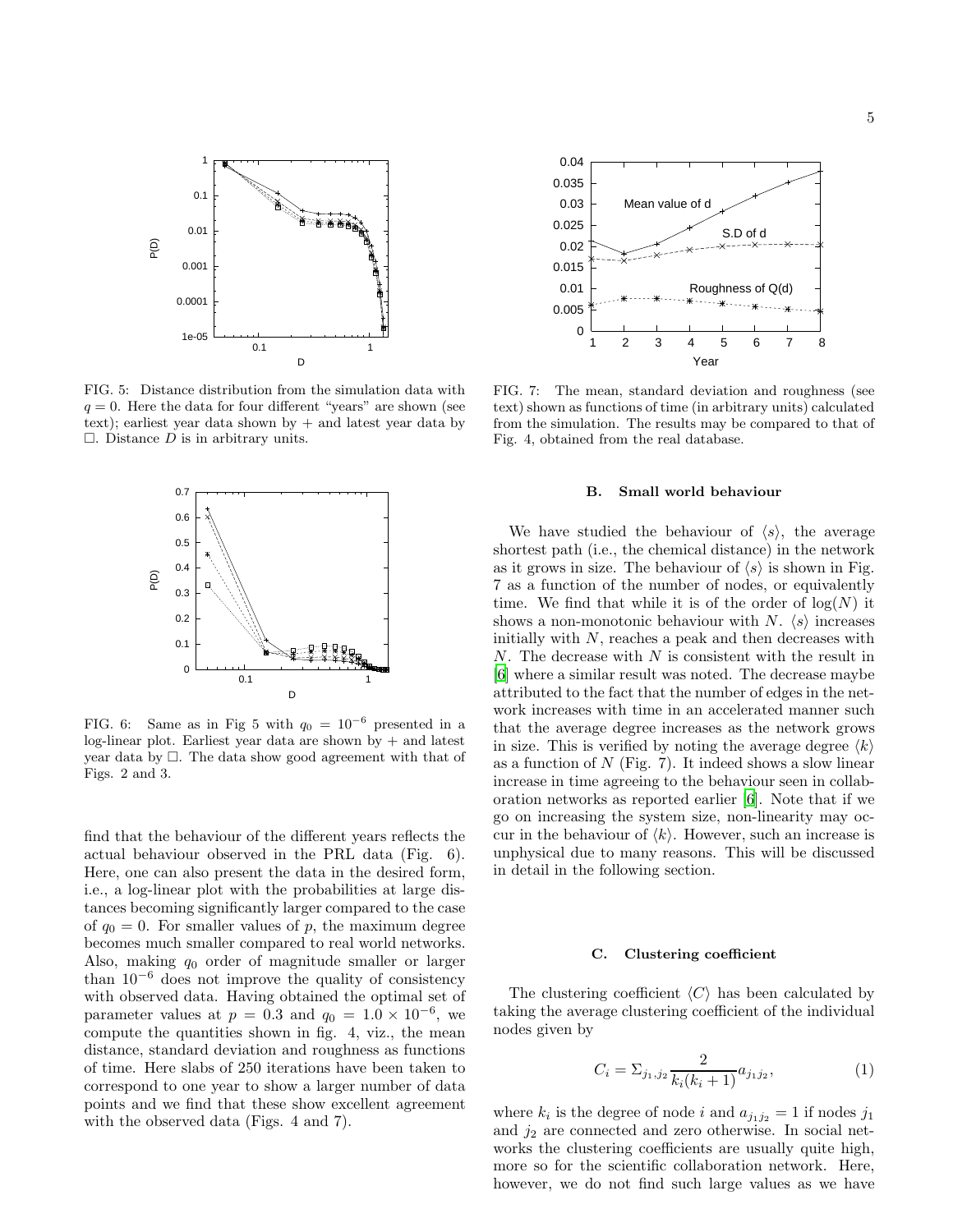FIG. 5: Distance distribution from the simulation data with $q = 0$. Here the data for four different "years" are shown (see text); earliest year data shown by + and latest year data by □. Distance $D$ is in arbitrary units.

FIG. 6: Same as in Fig 5 with $q_0 = 10^{-6}$ presented in a log-linear plot. Earliest year data are shown by + and latest year data by □. The data show good agreement with that of Figs. 2 and 3.

find that the behaviour of the different years reflects the actual behaviour observed in the PRL data (Fig. 6). Here, one can also present the data in the desired form, i.e., a log-linear plot with the probabilities at large distances becoming significantly larger compared to the case of $q_0 = 0$. For smaller values of $p$, the maximum degree becomes much smaller compared to real world networks. Also, making $q_0$ order of magnitude smaller or larger than $10^{-6}$ does not improve the quality of consistency with observed data. Having obtained the optimal set of parameter values at $p = 0.3$ and $q_0 = 1.0 \times 10^{-6}$, we compute the quantities shown in fig. 4, viz., the mean distance, standard deviation and roughness as functions of time. Here slabs of 250 iterations have been taken to correspond to one year to show a larger number of data points and we find that these show excellent agreement with the observed data (Figs. 4 and 7).

FIG. 7: The mean, standard deviation and roughness (see text) shown as functions of time (in arbitrary units) calculated from the simulation. The results may be compared to that of Fig. 4, obtained from the real database.

### B. Small world behaviour

We have studied the behaviour of $\langle s \rangle$, the average shortest path (i.e., the chemical distance) in the network as it grows in size. The behaviour of $\langle s \rangle$ is shown in Fig. 7 as a function of the number of nodes, or equivalently time. We find that while it is of the order of $\log(N)$ it shows a non-monotonic behaviour with $N$. $\langle s \rangle$ increases initially with $N$, reaches a peak and then decreases with $N$. The decrease with $N$ is consistent with the result in [6] where a similar result was noted. The decrease maybe attributed to the fact that the number of edges in the network increases with time in an accelerated manner such that the average degree increases as the network grows in size. This is verified by noting the average degree $\langle k \rangle$ as a function of $N$ (Fig. 7). It indeed shows a slow linear increase in time agreeing to the behaviour seen in collaboration networks as reported earlier [6]. Note that if we go on increasing the system size, non-linearity may occur in the behaviour of $\langle k \rangle$. However, such an increase is unphysical due to many reasons. This will be discussed in detail in the following section.

### C. Clustering coefficient

The clustering coefficient $\langle C \rangle$ has been calculated by taking the average clustering coefficient of the individual nodes given by

$$C_i = \Sigma_{j_1,j_2} \frac{2}{k_i(k_i+1)} a_{j_1 j_2}, \tag{1}$$

where $k_i$ is the degree of node $i$ and $a_{j_1 j_2} = 1$ if nodes $j_1$ and $j_2$ are connected and zero otherwise. In social networks the clustering coefficients are usually quite high, more so for the scientific collaboration network. Here, however, we do not find such large values as we have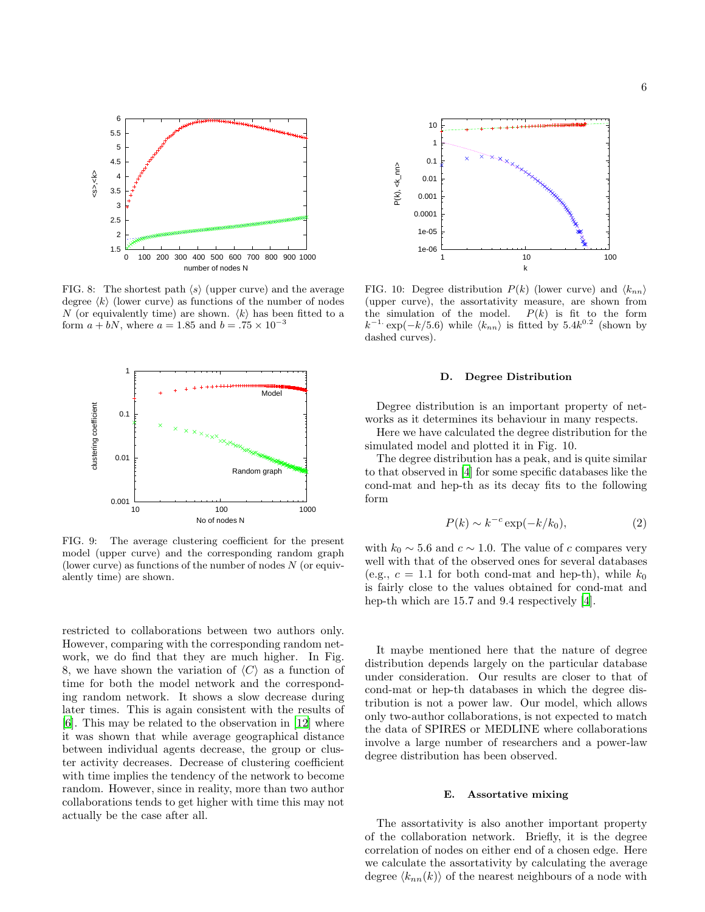FIG. 8: The shortest path $\langle s \rangle$ (upper curve) and the average degree $\langle k \rangle$ (lower curve) as functions of the number of nodes $N$ (or equivalently time) are shown. $\langle k \rangle$ has been fitted to a form $a + bN$, where $a = 1.85$ and $b = .75 \times 10^{-3}$

FIG. 9: The average clustering coefficient for the present model (upper curve) and the corresponding random graph (lower curve) as functions of the number of nodes $N$ (or equivalently time) are shown.

restricted to collaborations between two authors only. However, comparing with the corresponding random network, we do find that they are much higher. In Fig. 8, we have shown the variation of $\langle C \rangle$ as a function of time for both the model network and the corresponding random network. It shows a slow decrease during later times. This is again consistent with the results of [6]. This may be related to the observation in [12] where it was shown that while average geographical distance between individual agents decrease, the group or cluster activity decreases. Decrease of clustering coefficient with time implies the tendency of the network to become random. However, since in reality, more than two author collaborations tends to get higher with time this may not actually be the case after all.

FIG. 10: Degree distribution $P(k)$ (lower curve) and $\langle k_{nn} \rangle$ (upper curve), the assortativity measure, are shown from the simulation of the model. $P(k)$ is fit to the form $k^{-1.} \exp(-k/5.6)$ while $\langle k_{nn} \rangle$ is fitted by $5.4k^{0.2}$ (shown by dashed curves).

### D. Degree Distribution

Degree distribution is an important property of networks as it determines its behaviour in many respects.

Here we have calculated the degree distribution for the simulated model and plotted it in Fig. 10.

The degree distribution has a peak, and is quite similar to that observed in [4] for some specific databases like the cond-mat and hep-th as its decay fits to the following form

$$P(k) \sim k^{-c} \exp(-k/k_0), \tag{2}$$

with $k_0 \sim 5.6$ and $c \sim 1.0$. The value of $c$ compares very well with that of the observed ones for several databases (e.g., $c = 1.1$ for both cond-mat and hep-th), while $k_0$ is fairly close to the values obtained for cond-mat and hep-th which are 15.7 and 9.4 respectively [4].

It maybe mentioned here that the nature of degree distribution depends largely on the particular database under consideration. Our results are closer to that of cond-mat or hep-th databases in which the degree distribution is not a power law. Our model, which allows only two-author collaborations, is not expected to match the data of SPIRES or MEDLINE where collaborations involve a large number of researchers and a power-law degree distribution has been observed.

### E. Assortative mixing

The assortativity is also another important property of the collaboration network. Briefly, it is the degree correlation of nodes on either end of a chosen edge. Here we calculate the assortativity by calculating the average degree $\langle k_{nn}(k) \rangle$ of the nearest neighbours of a node with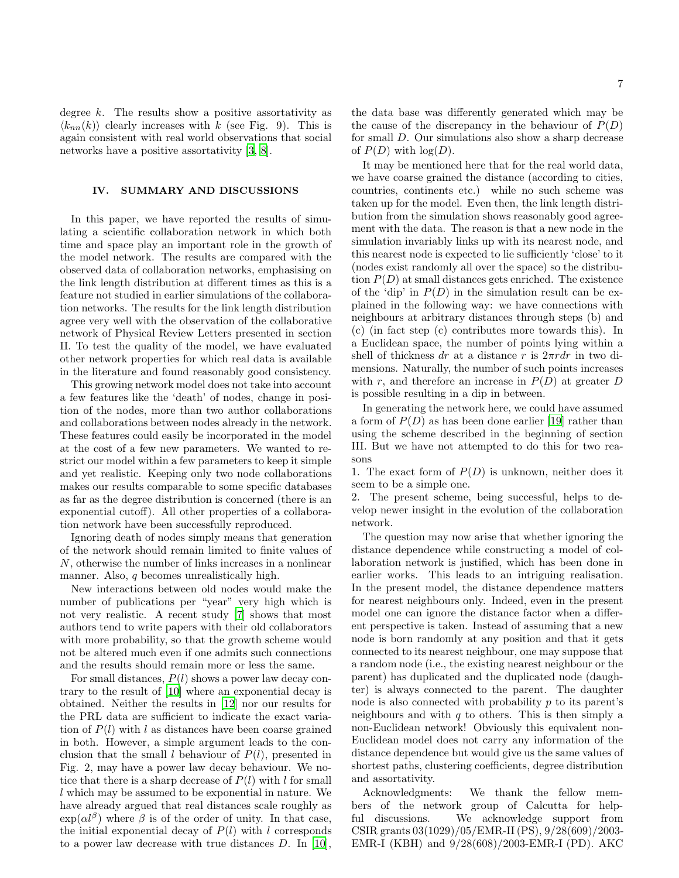degree $k$. The results show a positive assortativity as $\langle k_{nn}(k) \rangle$ clearly increases with $k$ (see Fig. 9). This is again consistent with real world observations that social networks have a positive assortativity [3, 8].

## IV. SUMMARY AND DISCUSSIONS

In this paper, we have reported the results of simulating a scientific collaboration network in which both time and space play an important role in the growth of the model network. The results are compared with the observed data of collaboration networks, emphasising on the link length distribution at different times as this is a feature not studied in earlier simulations of the collaboration networks. The results for the link length distribution agree very well with the observation of the collaborative network of Physical Review Letters presented in section II. To test the quality of the model, we have evaluated other network properties for which real data is available in the literature and found reasonably good consistency.

This growing network model does not take into account a few features like the 'death' of nodes, change in position of the nodes, more than two author collaborations and collaborations between nodes already in the network. These features could easily be incorporated in the model at the cost of a few new parameters. We wanted to restrict our model within a few parameters to keep it simple and yet realistic. Keeping only two node collaborations makes our results comparable to some specific databases as far as the degree distribution is concerned (there is an exponential cutoff). All other properties of a collaboration network have been successfully reproduced.

Ignoring death of nodes simply means that generation of the network should remain limited to finite values of $N$, otherwise the number of links increases in a nonlinear manner. Also, $q$ becomes unrealistically high.

New interactions between old nodes would make the number of publications per "year" very high which is not very realistic. A recent study [7] shows that most authors tend to write papers with their old collaborators with more probability, so that the growth scheme would not be altered much even if one admits such connections and the results should remain more or less the same.

For small distances, $P(l)$ shows a power law decay contrary to the result of [10] where an exponential decay is obtained. Neither the results in [12] nor our results for the PRL data are sufficient to indicate the exact variation of $P(l)$ with $l$ as distances have been coarse grained in both. However, a simple argument leads to the conclusion that the small $l$ behaviour of $P(l)$, presented in Fig. 2, may have a power law decay behaviour. We notice that there is a sharp decrease of $P(l)$ with $l$ for small $l$ which may be assumed to be exponential in nature. We have already argued that real distances scale roughly as $\exp(\alpha l^{\beta})$ where $\beta$ is of the order of unity. In that case, the initial exponential decay of $P(l)$ with $l$ corresponds to a power law decrease with true distances $D$. In [10], the data base was differently generated which may be the cause of the discrepancy in the behaviour of $P(D)$ for small $D$. Our simulations also show a sharp decrease of $P(D)$ with $\log(D)$.

It may be mentioned here that for the real world data, we have coarse grained the distance (according to cities, countries, continents etc.) while no such scheme was taken up for the model. Even then, the link length distribution from the simulation shows reasonably good agreement with the data. The reason is that a new node in the simulation invariably links up with its nearest node, and this nearest node is expected to lie sufficiently 'close' to it (nodes exist randomly all over the space) so the distribution $P(D)$ at small distances gets enriched. The existence of the 'dip' in $P(D)$ in the simulation result can be explained in the following way: we have connections with neighbours at arbitrary distances through steps (b) and (c) (in fact step (c) contributes more towards this). In a Euclidean space, the number of points lying within a shell of thickness $dr$ at a distance $r$ is $2\pi r dr$ in two dimensions. Naturally, the number of such points increases with $r$, and therefore an increase in $P(D)$ at greater $D$ is possible resulting in a dip in between.

In generating the network here, we could have assumed a form of $P(D)$ as has been done earlier [19] rather than using the scheme described in the beginning of section III. But we have not attempted to do this for two reasons

1. The exact form of $P(D)$ is unknown, neither does it seem to be a simple one.
2. The present scheme, being successful, helps to develop newer insight in the evolution of the collaboration network.

The question may now arise that whether ignoring the distance dependence while constructing a model of collaboration network is justified, which has been done in earlier works. This leads to an intriguing realisation. In the present model, the distance dependence matters for nearest neighbours only. Indeed, even in the present model one can ignore the distance factor when a different perspective is taken. Instead of assuming that a new node is born randomly at any position and that it gets connected to its nearest neighbour, one may suppose that a random node (i.e., the existing nearest neighbour or the parent) has duplicated and the duplicated node (daughter) is always connected to the parent. The daughter node is also connected with probability $p$ to its parent's neighbours and with $q$ to others. This is then simply a non-Euclidean network! Obviously this equivalent non-Euclidean model does not carry any information of the distance dependence but would give us the same values of shortest paths, clustering coefficients, degree distribution and assortativity.

Acknowledgments: We thank the fellow members of the network group of Calcutta for helpful discussions. We acknowledge support from CSIR grants 03(1029)/05/EMR-II (PS), 9/28(609)/2003-EMR-I (KBH) and 9/28(608)/2003-EMR-I (PD). AKC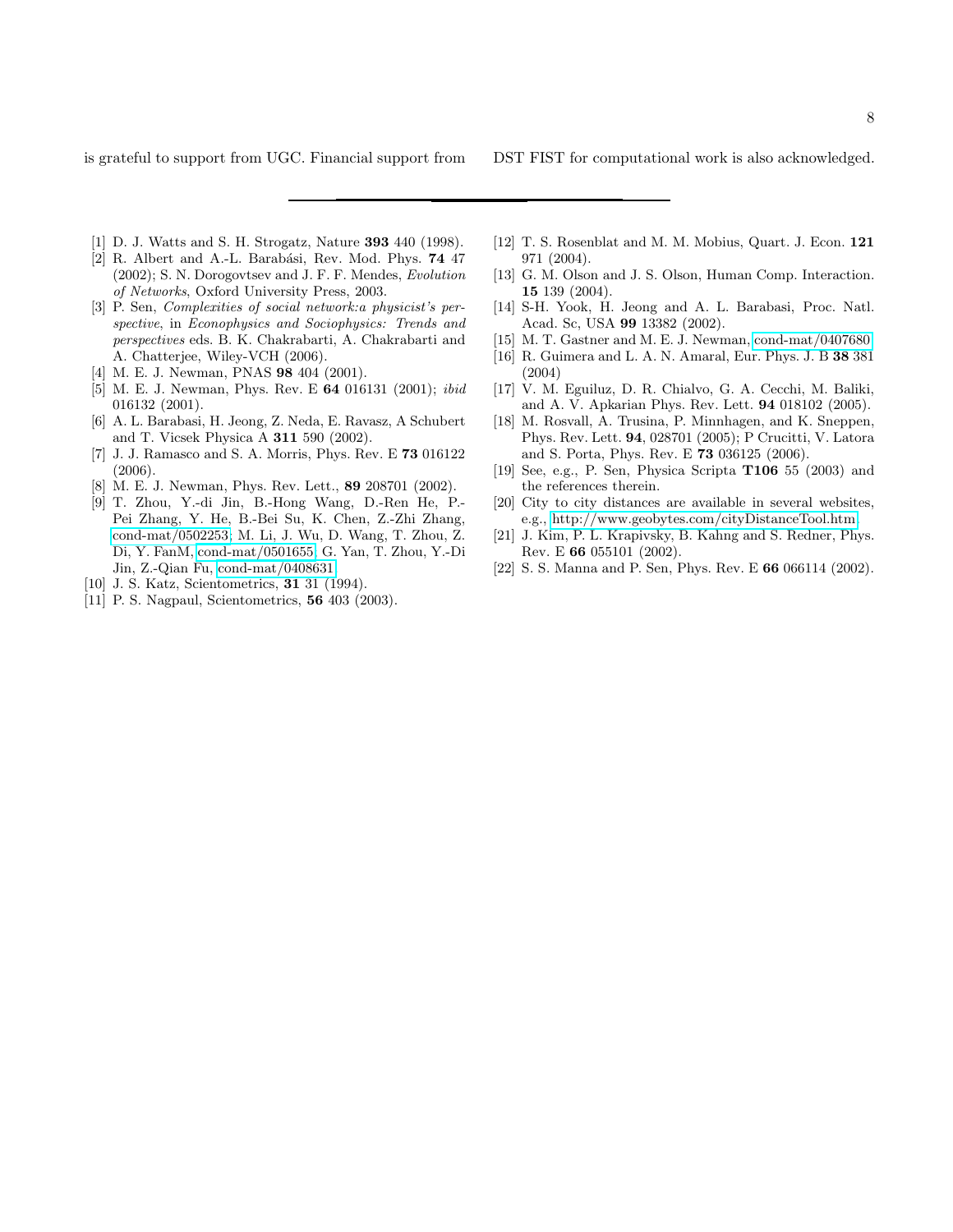is grateful to support from UGC. Financial support from DST FIST for computational work is also acknowledged.

---

[1] D. J. Watts and S. H. Strogatz, Nature **393** 440 (1998).

[2] R. Albert and A.-L. Barabási, Rev. Mod. Phys. **74** 47 (2002); S. N. Dorogovtsev and J. F. F. Mendes, *Evolution of Networks*, Oxford University Press, 2003.

[3] P. Sen, *Complexities of social network:a physicist's perspective*, in *Econophysics and Sociophysics: Trends and perspectives* eds. B. K. Chakrabarti, A. Chakrabarti and A. Chatterjee, Wiley-VCH (2006).

[4] M. E. J. Newman, PNAS **98** 404 (2001).

[5] M. E. J. Newman, Phys. Rev. E **64** 016131 (2001); *ibid* 016132 (2001).

[6] A. L. Barabasi, H. Jeong, Z. Neda, E. Ravasz, A Schubert and T. Vicsek Physica A **311** 590 (2002).

[7] J. J. Ramasco and S. A. Morris, Phys. Rev. E **73** 016122 (2006).

[8] M. E. J. Newman, Phys. Rev. Lett., **89** 208701 (2002).

[9] T. Zhou, Y.-di Jin, B.-Hong Wang, D.-Ren He, P.-Pei Zhang, Y. He, B.-Bei Su, K. Chen, Z.-Zhi Zhang, cond-mat/0502253; M. Li, J. Wu, D. Wang, T. Zhou, Z. Di, Y. FanM, cond-mat/0501655; G. Yan, T. Zhou, Y.-Di Jin, Z.-Qian Fu, cond-mat/0408631.

[10] J. S. Katz, Scientometrics, **31** 31 (1994).

[11] P. S. Nagpaul, Scientometrics, **56** 403 (2003).

[12] T. S. Rosenblat and M. M. Mobius, Quart. J. Econ. **121** 971 (2004).

[13] G. M. Olson and J. S. Olson, Human Comp. Interaction. **15** 139 (2004).

[14] S-H. Yook, H. Jeong and A. L. Barabasi, Proc. Natl. Acad. Sc, USA **99** 13382 (2002).

[15] M. T. Gastner and M. E. J. Newman, cond-mat/0407680.

[16] R. Guimera and L. A. N. Amaral, Eur. Phys. J. B **38** 381 (2004)

[17] V. M. Eguiluz, D. R. Chialvo, G. A. Cecchi, M. Baliki, and A. V. Apkarian Phys. Rev. Lett. **94** 018102 (2005).

[18] M. Rosvall, A. Trusina, P. Minnhagen, and K. Sneppen, Phys. Rev. Lett. **94**, 028701 (2005); P Crucitti, V. Latora and S. Porta, Phys. Rev. E **73** 036125 (2006).

[19] See, e.g., P. Sen, Physica Scripta **T106** 55 (2003) and the references therein.

[20] City to city distances are available in several websites, e.g., http://www.geobytes.com/cityDistanceTool.htm.

[21] J. Kim, P. L. Krapivsky, B. Kahng and S. Redner, Phys. Rev. E **66** 055101 (2002).

[22] S. S. Manna and P. Sen, Phys. Rev. E **66** 066114 (2002).